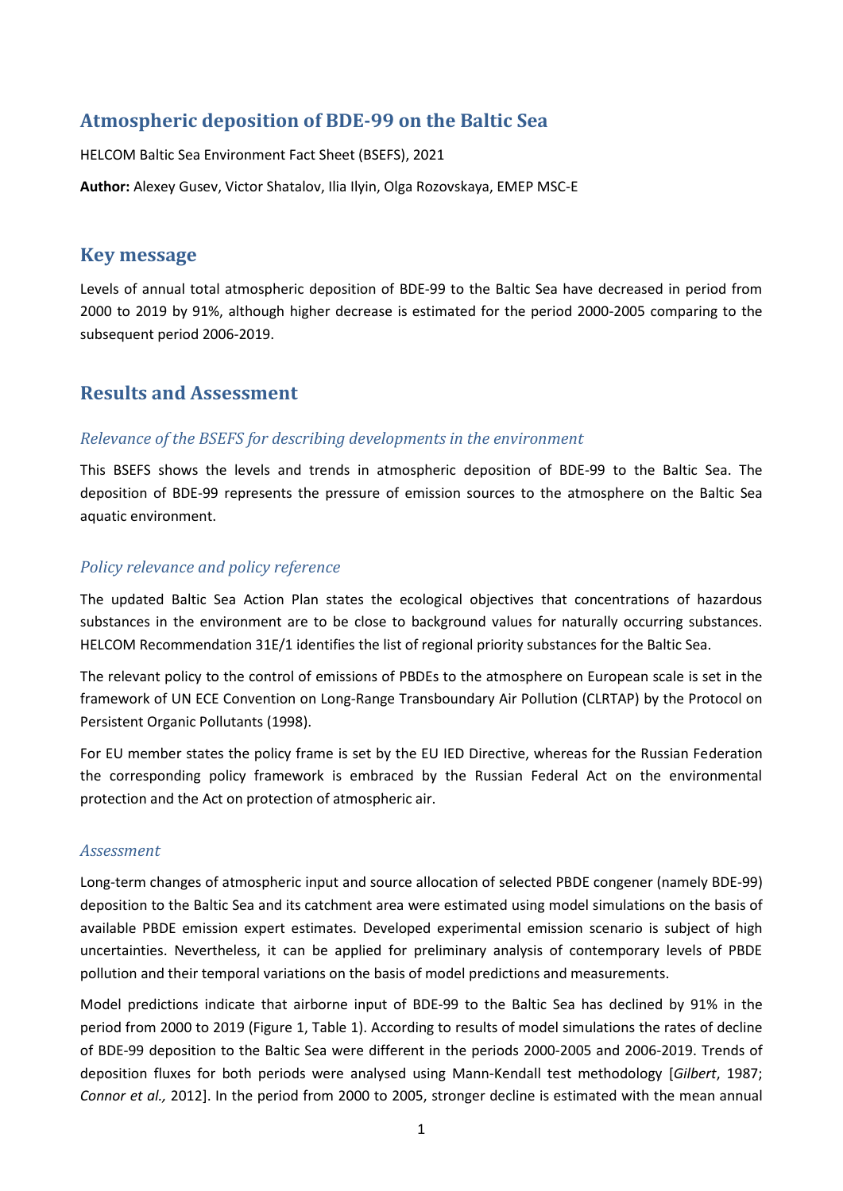# Atmospheric deposition of BDE-99 on the Baltic Sea

HELCOM Baltic Sea Environment Fact Sheet (BSEFS), 2021

**Author:** Alexey Gusev, Victor Shatalov, Ilia Ilyin, Olga Rozovskaya, EMEP MSC-E

## Key message

Levels of annual total atmospheric deposition of BDE-99 to the Baltic Sea have decreased in period from 2000 to 2019 by 91%, although higher decrease is estimated for the period 2000-2005 comparing to the subsequent period 2006-2019.

## Results and Assessment

### *Relevance of the BSEFS for describing developments in the environment*

This BSEFS shows the levels and trends in atmospheric deposition of BDE-99 to the Baltic Sea. The deposition of BDE-99 represents the pressure of emission sources to the atmosphere on the Baltic Sea aquatic environment.

### *Policy relevance and policy reference*

The updated Baltic Sea Action Plan states the ecological objectives that concentrations of hazardous substances in the environment are to be close to background values for naturally occurring substances. HELCOM Recommendation 31E/1 identifies the list of regional priority substances for the Baltic Sea.

The relevant policy to the control of emissions of PBDEs to the atmosphere on European scale is set in the framework of UN ECE Convention on Long-Range Transboundary Air Pollution (CLRTAP) by the Protocol on Persistent Organic Pollutants (1998).

For EU member states the policy frame is set by the EU IED Directive, whereas for the Russian Federation the corresponding policy framework is embraced by the Russian Federal Act on the environmental protection and the Act on protection of atmospheric air.

### *Assessment*

Long-term changes of atmospheric input and source allocation of selected PBDE congener (namely BDE-99) deposition to the Baltic Sea and its catchment area were estimated using model simulations on the basis of available PBDE emission expert estimates. Developed experimental emission scenario is subject of high uncertainties. Nevertheless, it can be applied for preliminary analysis of contemporary levels of PBDE pollution and their temporal variations on the basis of model predictions and measurements.

Model predictions indicate that airborne input of BDE-99 to the Baltic Sea has declined by 91% in the period from 2000 to 2019 (Figure 1, Table 1). According to results of model simulations the rates of decline of BDE-99 deposition to the Baltic Sea were different in the periods 2000-2005 and 2006-2019. Trends of deposition fluxes for both periods were analysed using Mann-Kendall test methodology [*Gilbert*, 1987; *Connor et al.,* 2012]. In the period from 2000 to 2005, stronger decline is estimated with the mean annual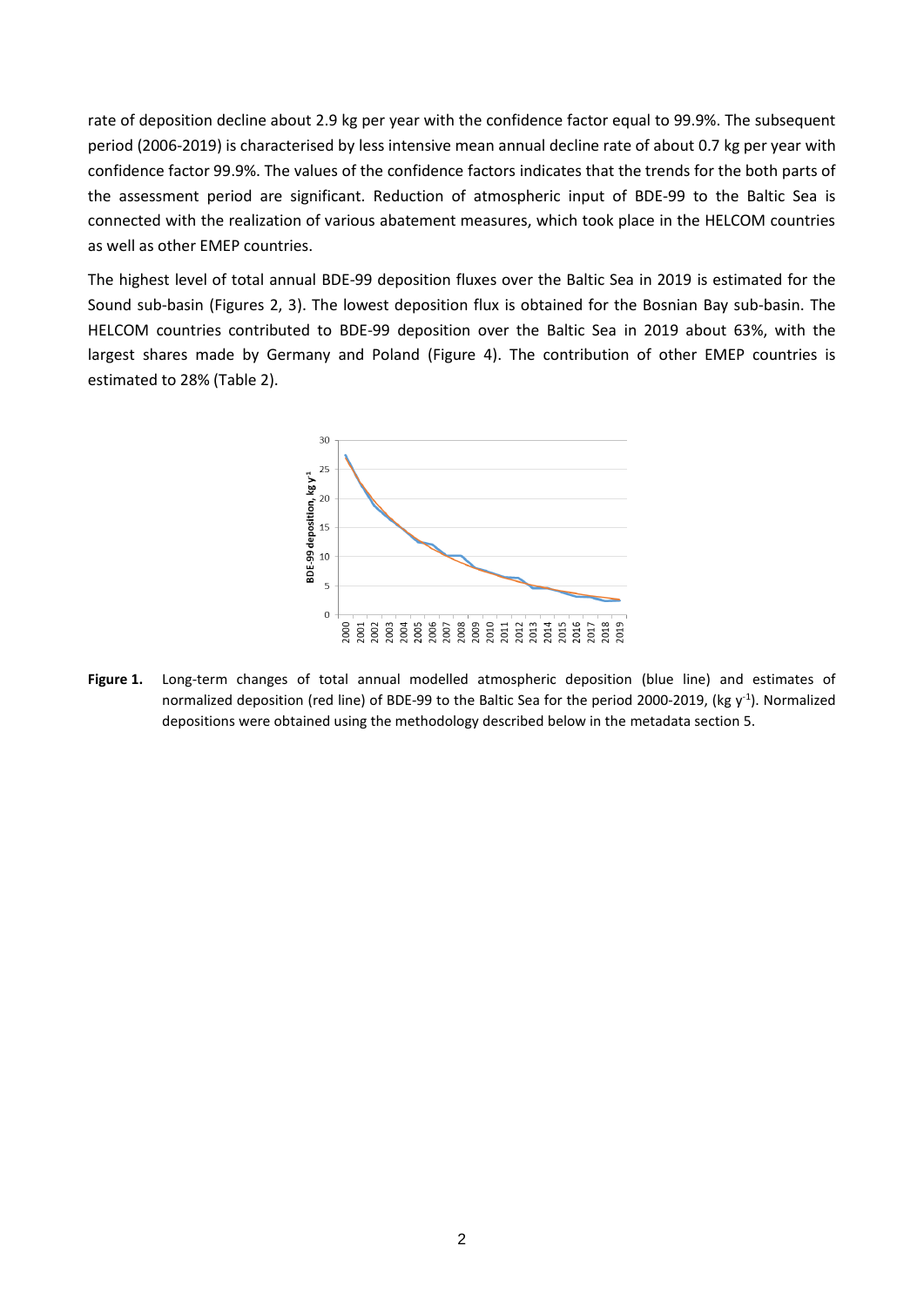rate of deposition decline about 2.9 kg per year with the confidence factor equal to 99.9%. The subsequent period (2006-2019) is characterised by less intensive mean annual decline rate of about 0.7 kg per year with confidence factor 99.9%. The values of the confidence factors indicates that the trends for the both parts of the assessment period are significant. Reduction of atmospheric input of BDE-99 to the Baltic Sea is connected with the realization of various abatement measures, which took place in the HELCOM countries as well as other EMEP countries.

The highest level of total annual BDE-99 deposition fluxes over the Baltic Sea in 2019 is estimated for the Sound sub-basin (Figures 2, 3). The lowest deposition flux is obtained for the Bosnian Bay sub-basin. The HELCOM countries contributed to BDE-99 deposition over the Baltic Sea in 2019 about 63%, with the largest shares made by Germany and Poland (Figure 4). The contribution of other EMEP countries is estimated to 28% (Table 2).

**Figure 1.** Long-term changes of total annual modelled atmospheric deposition (blue line) and estimates of normalized deposition (red line) of BDE-99 to the Baltic Sea for the period 2000-2019, (kg $y^{-1}$). Normalized depositions were obtained using the methodology described below in the metadata section 5.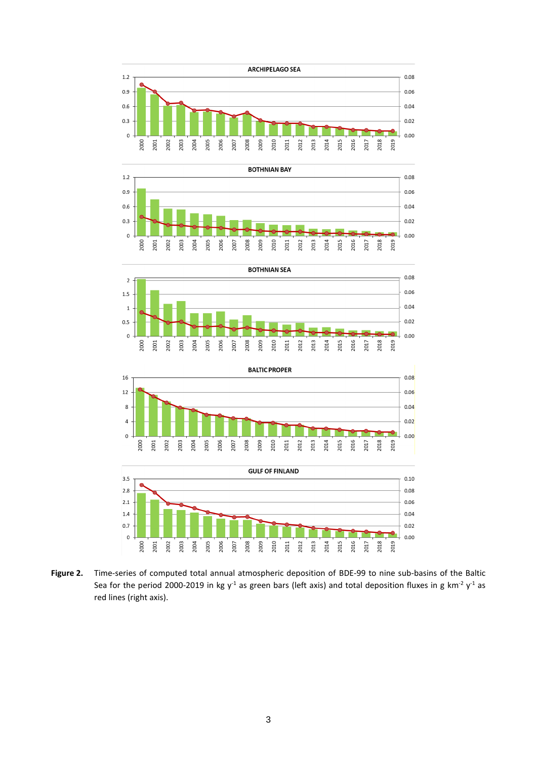**Figure 2.** Time-series of computed total annual atmospheric deposition of BDE-99 to nine sub-basins of the Baltic Sea for the period 2000-2019 in kg $y^{-1}$ as green bars (left axis) and total deposition fluxes in g $km^{-2}$ $y^{-1}$ as red lines (right axis).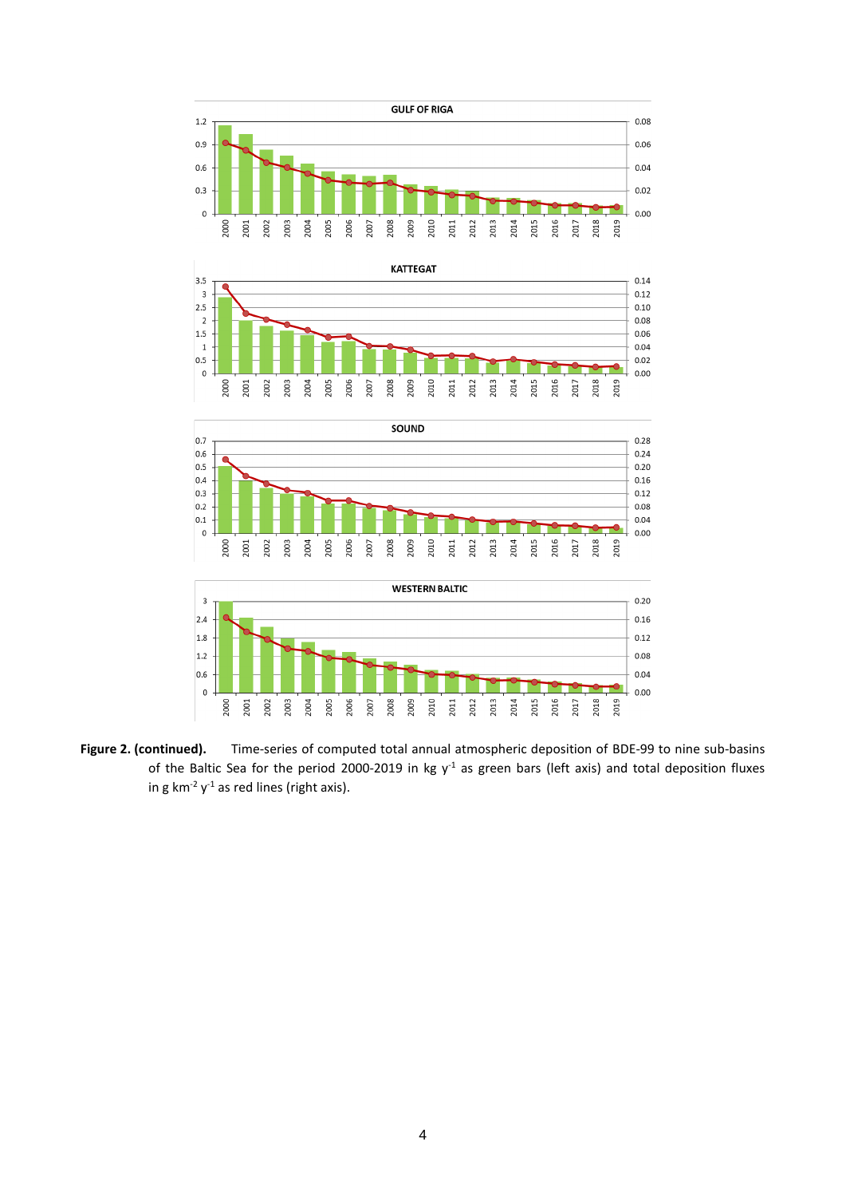**Figure 2. (continued).** Time-series of computed total annual atmospheric deposition of BDE-99 to nine sub-basins of the Baltic Sea for the period 2000-2019 in kg $y^{-1}$ as green bars (left axis) and total deposition fluxes in g $km^{-2}$ $y^{-1}$ as red lines (right axis).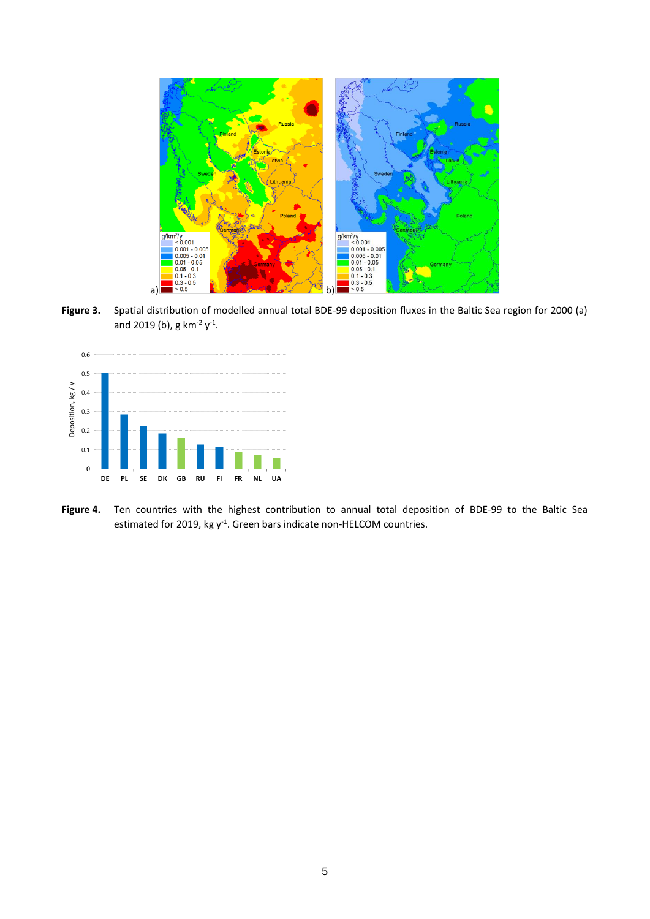**Figure 3.** Spatial distribution of modelled annual total BDE-99 deposition fluxes in the Baltic Sea region for 2000 (a) and 2019 (b), g km$^{-2}$ y$^{-1}$.

**Figure 4.** Ten countries with the highest contribution to annual total deposition of BDE-99 to the Baltic Sea estimated for 2019, kg y$^{-1}$. Green bars indicate non-HELCOM countries.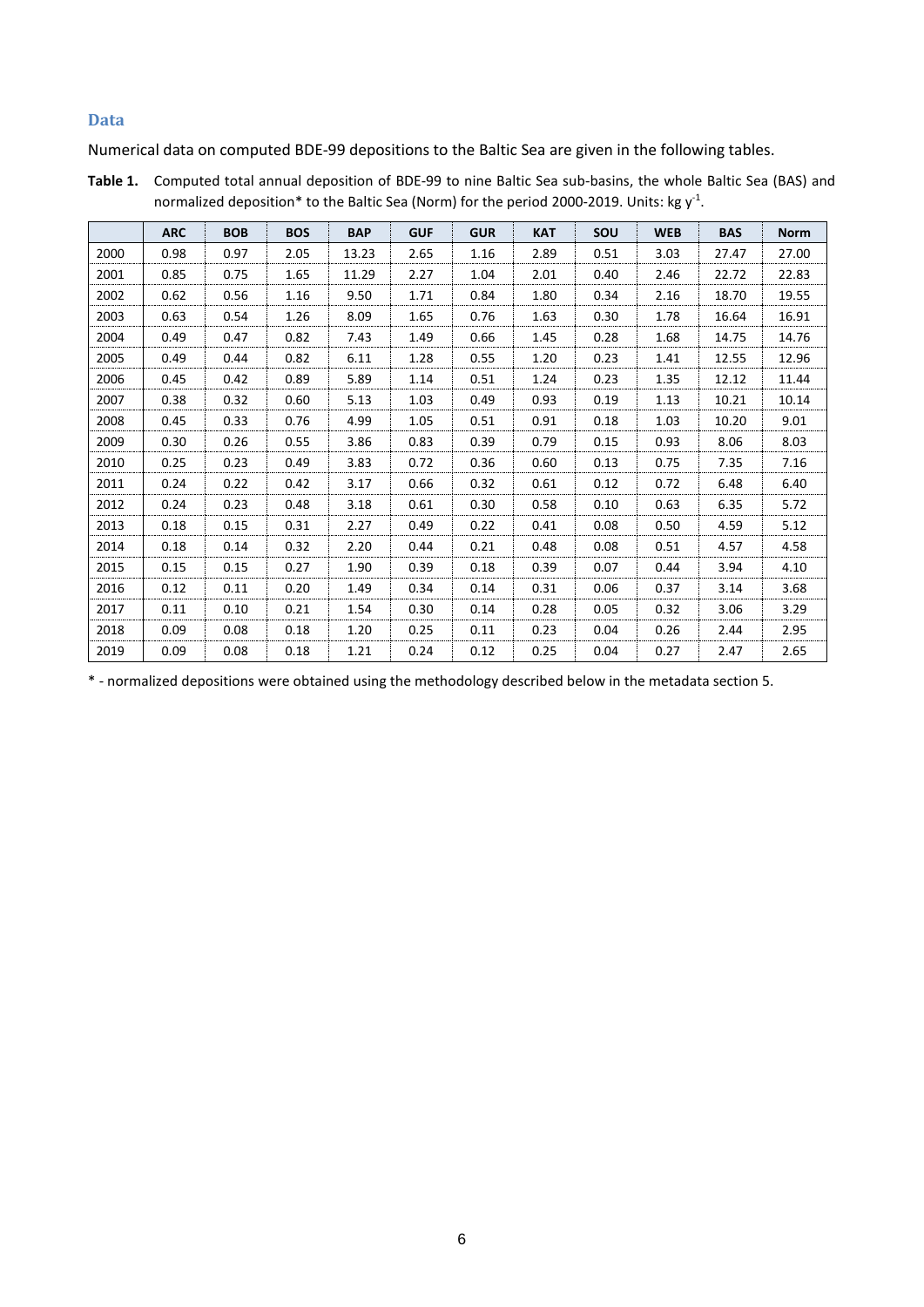## Data

Numerical data on computed BDE-99 depositions to the Baltic Sea are given in the following tables.

**Table 1.** Computed total annual deposition of BDE-99 to nine Baltic Sea sub-basins, the whole Baltic Sea (BAS) and normalized deposition* to the Baltic Sea (Norm) for the period 2000-2019. Units: kg $y^{-1}$.

| | ARC | BOB | BOS | BAP | GUF | GUR | KAT | SOU | WEB | BAS | Norm |
|---|---|---|---|---|---|---|---|---|---|---|---|
| 2000 | 0.98 | 0.97 | 2.05 | 13.23 | 2.65 | 1.16 | 2.89 | 0.51 | 3.03 | 27.47 | 27.00 |
| 2001 | 0.85 | 0.75 | 1.65 | 11.29 | 2.27 | 1.04 | 2.01 | 0.40 | 2.46 | 22.72 | 22.83 |
| 2002 | 0.62 | 0.56 | 1.16 | 9.50 | 1.71 | 0.84 | 1.80 | 0.34 | 2.16 | 18.70 | 19.55 |
| 2003 | 0.63 | 0.54 | 1.26 | 8.09 | 1.65 | 0.76 | 1.63 | 0.30 | 1.78 | 16.64 | 16.91 |
| 2004 | 0.49 | 0.47 | 0.82 | 7.43 | 1.49 | 0.66 | 1.45 | 0.28 | 1.68 | 14.75 | 14.76 |
| 2005 | 0.49 | 0.44 | 0.82 | 6.11 | 1.28 | 0.55 | 1.20 | 0.23 | 1.41 | 12.55 | 12.96 |
| 2006 | 0.45 | 0.42 | 0.89 | 5.89 | 1.14 | 0.51 | 1.24 | 0.23 | 1.35 | 12.12 | 11.44 |
| 2007 | 0.38 | 0.32 | 0.60 | 5.13 | 1.03 | 0.49 | 0.93 | 0.19 | 1.13 | 10.21 | 10.14 |
| 2008 | 0.45 | 0.33 | 0.76 | 4.99 | 1.05 | 0.51 | 0.91 | 0.18 | 1.03 | 10.20 | 9.01 |
| 2009 | 0.30 | 0.26 | 0.55 | 3.86 | 0.83 | 0.39 | 0.79 | 0.15 | 0.93 | 8.06 | 8.03 |
| 2010 | 0.25 | 0.23 | 0.49 | 3.83 | 0.72 | 0.36 | 0.60 | 0.13 | 0.75 | 7.35 | 7.16 |
| 2011 | 0.24 | 0.22 | 0.42 | 3.17 | 0.66 | 0.32 | 0.61 | 0.12 | 0.72 | 6.48 | 6.40 |
| 2012 | 0.24 | 0.23 | 0.48 | 3.18 | 0.61 | 0.30 | 0.58 | 0.10 | 0.63 | 6.35 | 5.72 |
| 2013 | 0.18 | 0.15 | 0.31 | 2.27 | 0.49 | 0.22 | 0.41 | 0.08 | 0.50 | 4.59 | 5.12 |
| 2014 | 0.18 | 0.14 | 0.32 | 2.20 | 0.44 | 0.21 | 0.48 | 0.08 | 0.51 | 4.57 | 4.58 |
| 2015 | 0.15 | 0.15 | 0.27 | 1.90 | 0.39 | 0.18 | 0.39 | 0.07 | 0.44 | 3.94 | 4.10 |
| 2016 | 0.12 | 0.11 | 0.20 | 1.49 | 0.34 | 0.14 | 0.31 | 0.06 | 0.37 | 3.14 | 3.68 |
| 2017 | 0.11 | 0.10 | 0.21 | 1.54 | 0.30 | 0.14 | 0.28 | 0.05 | 0.32 | 3.06 | 3.29 |
| 2018 | 0.09 | 0.08 | 0.18 | 1.20 | 0.25 | 0.11 | 0.23 | 0.04 | 0.26 | 2.44 | 2.95 |
| 2019 | 0.09 | 0.08 | 0.18 | 1.21 | 0.24 | 0.12 | 0.25 | 0.04 | 0.27 | 2.47 | 2.65 |

\* - normalized depositions were obtained using the methodology described below in the metadata section 5.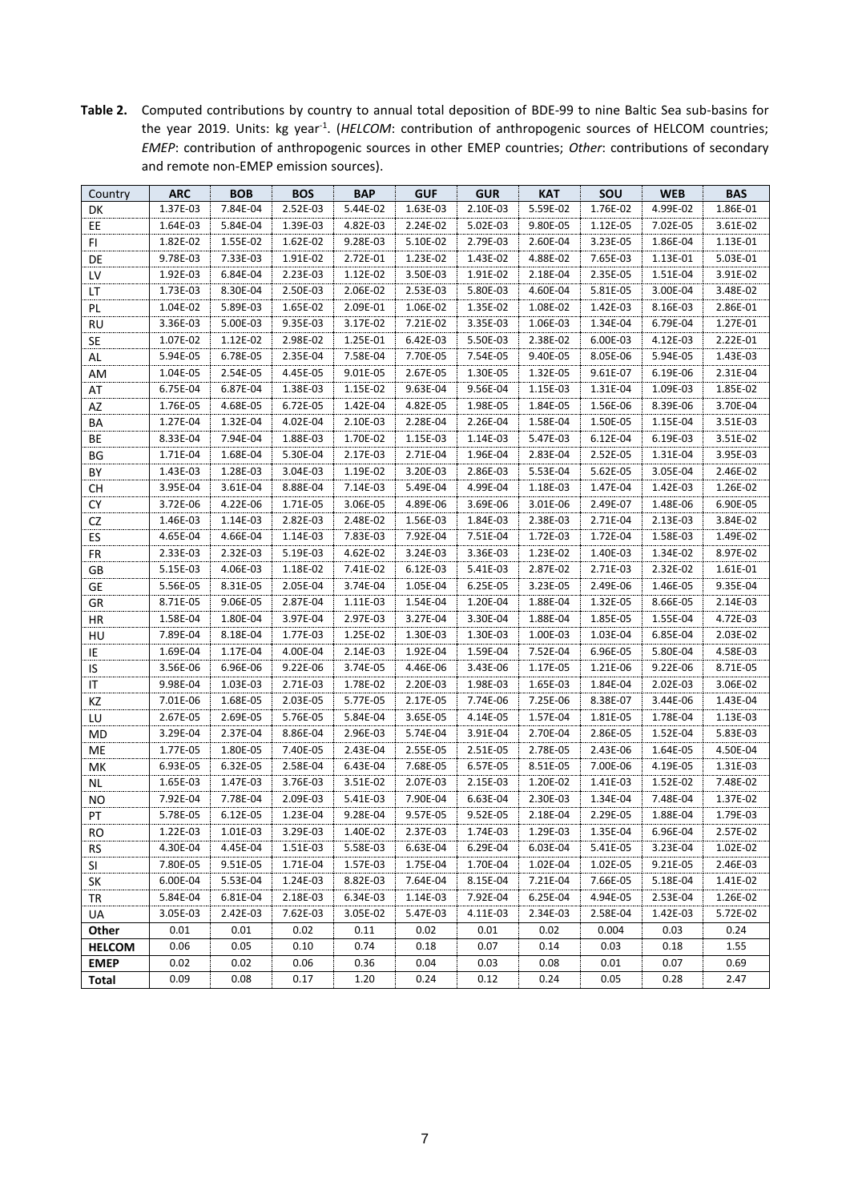**Table 2.** Computed contributions by country to annual total deposition of BDE-99 to nine Baltic Sea sub-basins for the year 2019. Units: kg year$^{-1}$. (*HELCOM*: contribution of anthropogenic sources of HELCOM countries; *EMEP*: contribution of anthropogenic sources in other EMEP countries; *Other*: contributions of secondary and remote non-EMEP emission sources).

| Country | ARC | BOB | BOS | BAP | GUF | GUR | KAT | SOU | WEB | BAS |
|---|---|---|---|---|---|---|---|---|---|---|
| DK | 1.37E-03 | 7.84E-04 | 2.52E-03 | 5.44E-02 | 1.63E-03 | 2.10E-03 | 5.59E-02 | 1.76E-02 | 4.99E-02 | 1.86E-01 |
| EE | 1.64E-03 | 5.84E-04 | 1.39E-03 | 4.82E-03 | 2.24E-02 | 5.02E-03 | 9.80E-05 | 1.12E-05 | 7.02E-05 | 3.61E-02 |
| FI | 1.82E-02 | 1.55E-02 | 1.62E-02 | 9.28E-03 | 5.10E-02 | 2.79E-03 | 2.60E-04 | 3.23E-05 | 1.86E-04 | 1.13E-01 |
| DE | 9.78E-03 | 7.33E-03 | 1.91E-02 | 2.72E-01 | 1.23E-02 | 1.43E-02 | 4.88E-02 | 7.65E-03 | 1.13E-01 | 5.03E-01 |
| LV | 1.92E-03 | 6.84E-04 | 2.23E-03 | 1.12E-02 | 3.50E-03 | 1.91E-02 | 2.18E-04 | 2.35E-05 | 1.51E-04 | 3.91E-02 |
| LT | 1.73E-03 | 8.30E-04 | 2.50E-03 | 2.06E-02 | 2.53E-03 | 5.80E-03 | 4.60E-04 | 5.81E-05 | 3.00E-04 | 3.48E-02 |
| PL | 1.04E-02 | 5.89E-03 | 1.65E-02 | 2.09E-01 | 1.06E-02 | 1.35E-02 | 1.08E-02 | 1.42E-03 | 8.16E-03 | 2.86E-01 |
| RU | 3.36E-03 | 5.00E-03 | 9.35E-03 | 3.17E-02 | 7.21E-02 | 3.35E-03 | 1.06E-03 | 1.34E-04 | 6.79E-04 | 1.27E-01 |
| SE | 1.07E-02 | 1.12E-02 | 2.98E-02 | 1.25E-01 | 6.42E-03 | 5.50E-03 | 2.38E-02 | 6.00E-03 | 4.12E-03 | 2.22E-01 |
| AL | 5.94E-05 | 6.78E-05 | 2.35E-04 | 7.58E-04 | 7.70E-05 | 7.54E-05 | 9.40E-05 | 8.05E-06 | 5.94E-05 | 1.43E-03 |
| AM | 1.04E-05 | 2.54E-05 | 4.45E-05 | 9.01E-05 | 2.67E-05 | 1.30E-05 | 1.32E-05 | 9.61E-07 | 6.19E-06 | 2.31E-04 |
| AT | 6.75E-04 | 6.87E-04 | 1.38E-03 | 1.15E-02 | 9.63E-04 | 9.56E-04 | 1.15E-03 | 1.31E-04 | 1.09E-03 | 1.85E-02 |
| AZ | 1.76E-05 | 4.68E-05 | 6.72E-05 | 1.42E-04 | 4.82E-05 | 1.98E-05 | 1.84E-05 | 1.56E-06 | 8.39E-06 | 3.70E-04 |
| BA | 1.27E-04 | 1.32E-04 | 4.02E-04 | 2.10E-03 | 2.28E-04 | 2.26E-04 | 1.58E-04 | 1.50E-05 | 1.15E-04 | 3.51E-03 |
| BE | 8.33E-04 | 7.94E-04 | 1.88E-03 | 1.70E-02 | 1.15E-03 | 1.14E-03 | 5.47E-03 | 6.12E-04 | 6.19E-03 | 3.51E-02 |
| BG | 1.71E-04 | 1.68E-04 | 5.30E-04 | 2.17E-03 | 2.71E-04 | 1.96E-04 | 2.83E-04 | 2.52E-05 | 1.31E-04 | 3.95E-03 |
| BY | 1.43E-03 | 1.28E-03 | 3.04E-03 | 1.19E-02 | 3.20E-03 | 2.86E-03 | 5.53E-04 | 5.62E-05 | 3.05E-04 | 2.46E-02 |
| CH | 3.95E-04 | 3.61E-04 | 8.88E-04 | 7.14E-03 | 5.49E-04 | 4.99E-04 | 1.18E-03 | 1.47E-04 | 1.42E-03 | 1.26E-02 |
| CY | 3.72E-06 | 4.22E-06 | 1.71E-05 | 3.06E-05 | 4.89E-06 | 3.69E-06 | 3.01E-06 | 2.49E-07 | 1.48E-06 | 6.90E-05 |
| CZ | 1.46E-03 | 1.14E-03 | 2.82E-03 | 2.48E-02 | 1.56E-03 | 1.84E-03 | 2.38E-03 | 2.71E-04 | 2.13E-03 | 3.84E-02 |
| ES | 4.65E-04 | 4.66E-04 | 1.14E-03 | 7.83E-03 | 7.92E-04 | 7.51E-04 | 1.72E-03 | 1.72E-04 | 1.58E-03 | 1.49E-02 |
| FR | 2.33E-03 | 2.32E-03 | 5.19E-03 | 4.62E-02 | 3.24E-03 | 3.36E-03 | 1.23E-02 | 1.40E-03 | 1.34E-02 | 8.97E-02 |
| GB | 5.15E-03 | 4.06E-03 | 1.18E-02 | 7.41E-02 | 6.12E-03 | 5.41E-03 | 2.87E-02 | 2.71E-03 | 2.32E-02 | 1.61E-01 |
| GE | 5.56E-05 | 8.31E-05 | 2.05E-04 | 3.74E-04 | 1.05E-04 | 6.25E-05 | 3.23E-05 | 2.49E-06 | 1.46E-05 | 9.35E-04 |
| GR | 8.71E-05 | 9.06E-05 | 2.87E-04 | 1.11E-03 | 1.54E-04 | 1.20E-04 | 1.88E-04 | 1.32E-05 | 8.66E-05 | 2.14E-03 |
| HR | 1.58E-04 | 1.80E-04 | 3.97E-04 | 2.97E-03 | 3.27E-04 | 3.30E-04 | 1.88E-04 | 1.85E-05 | 1.55E-04 | 4.72E-03 |
| HU | 7.89E-04 | 8.18E-04 | 1.77E-03 | 1.25E-02 | 1.30E-03 | 1.30E-03 | 1.00E-03 | 1.03E-04 | 6.85E-04 | 2.03E-02 |
| IE | 1.69E-04 | 1.17E-04 | 4.00E-04 | 2.14E-03 | 1.92E-04 | 1.59E-04 | 7.52E-04 | 6.96E-05 | 5.80E-04 | 4.58E-03 |
| IS | 3.56E-06 | 6.96E-06 | 9.22E-06 | 3.74E-05 | 4.46E-06 | 3.43E-06 | 1.17E-05 | 1.21E-06 | 9.22E-06 | 8.71E-05 |
| IT | 9.98E-04 | 1.03E-03 | 2.71E-03 | 1.78E-02 | 2.20E-03 | 1.98E-03 | 1.65E-03 | 1.84E-04 | 2.02E-03 | 3.06E-02 |
| KZ | 7.01E-06 | 1.68E-05 | 2.03E-05 | 5.77E-05 | 2.17E-05 | 7.74E-06 | 7.25E-06 | 8.38E-07 | 3.44E-06 | 1.43E-04 |
| LU | 2.67E-05 | 2.69E-05 | 5.76E-05 | 5.84E-04 | 3.65E-05 | 4.14E-05 | 1.57E-04 | 1.81E-05 | 1.78E-04 | 1.13E-03 |
| MD | 3.29E-04 | 2.37E-04 | 8.86E-04 | 2.96E-03 | 5.74E-04 | 3.91E-04 | 2.70E-04 | 2.86E-05 | 1.52E-04 | 5.83E-03 |
| ME | 1.77E-05 | 1.80E-05 | 7.40E-05 | 2.43E-04 | 2.55E-05 | 2.51E-05 | 2.78E-05 | 2.43E-06 | 1.64E-05 | 4.50E-04 |
| MK | 6.93E-05 | 6.32E-05 | 2.58E-04 | 6.43E-04 | 7.68E-05 | 6.57E-05 | 8.51E-05 | 7.00E-06 | 4.19E-05 | 1.31E-03 |
| NL | 1.65E-03 | 1.47E-03 | 3.76E-03 | 3.51E-02 | 2.07E-03 | 2.15E-03 | 1.20E-02 | 1.41E-03 | 1.52E-02 | 7.48E-02 |
| NO | 7.92E-04 | 7.78E-04 | 2.09E-03 | 5.41E-03 | 7.90E-04 | 6.63E-04 | 2.30E-03 | 1.34E-04 | 7.48E-04 | 1.37E-02 |
| PT | 5.78E-05 | 6.12E-05 | 1.23E-04 | 9.28E-04 | 9.57E-05 | 9.52E-05 | 2.18E-04 | 2.29E-05 | 1.88E-04 | 1.79E-03 |
| RO | 1.22E-03 | 1.01E-03 | 3.29E-03 | 1.40E-02 | 2.37E-03 | 1.74E-03 | 1.29E-03 | 1.35E-04 | 6.96E-04 | 2.57E-02 |
| RS | 4.30E-04 | 4.45E-04 | 1.51E-03 | 5.58E-03 | 6.63E-04 | 6.29E-04 | 6.03E-04 | 5.41E-05 | 3.23E-04 | 1.02E-02 |
| SI | 7.80E-05 | 9.51E-05 | 1.71E-04 | 1.57E-03 | 1.75E-04 | 1.70E-04 | 1.02E-04 | 1.02E-05 | 9.21E-05 | 2.46E-03 |
| SK | 6.00E-04 | 5.53E-04 | 1.24E-03 | 8.82E-03 | 7.64E-04 | 8.15E-04 | 7.21E-04 | 7.66E-05 | 5.18E-04 | 1.41E-02 |
| TR | 5.84E-04 | 6.81E-04 | 2.18E-03 | 6.34E-03 | 1.14E-03 | 7.92E-04 | 6.25E-04 | 4.94E-05 | 2.53E-04 | 1.26E-02 |
| UA | 3.05E-03 | 2.42E-03 | 7.62E-03 | 3.05E-02 | 5.47E-03 | 4.11E-03 | 2.34E-03 | 2.58E-04 | 1.42E-03 | 5.72E-02 |
| **Other** | 0.01 | 0.01 | 0.02 | 0.11 | 0.02 | 0.01 | 0.02 | 0.004 | 0.03 | 0.24 |
| **HELCOM** | 0.06 | 0.05 | 0.10 | 0.74 | 0.18 | 0.07 | 0.14 | 0.03 | 0.18 | 1.55 |
| **EMEP** | 0.02 | 0.02 | 0.06 | 0.36 | 0.04 | 0.03 | 0.08 | 0.01 | 0.07 | 0.69 |
| **Total** | 0.09 | 0.08 | 0.17 | 1.20 | 0.24 | 0.12 | 0.24 | 0.05 | 0.28 | 2.47 |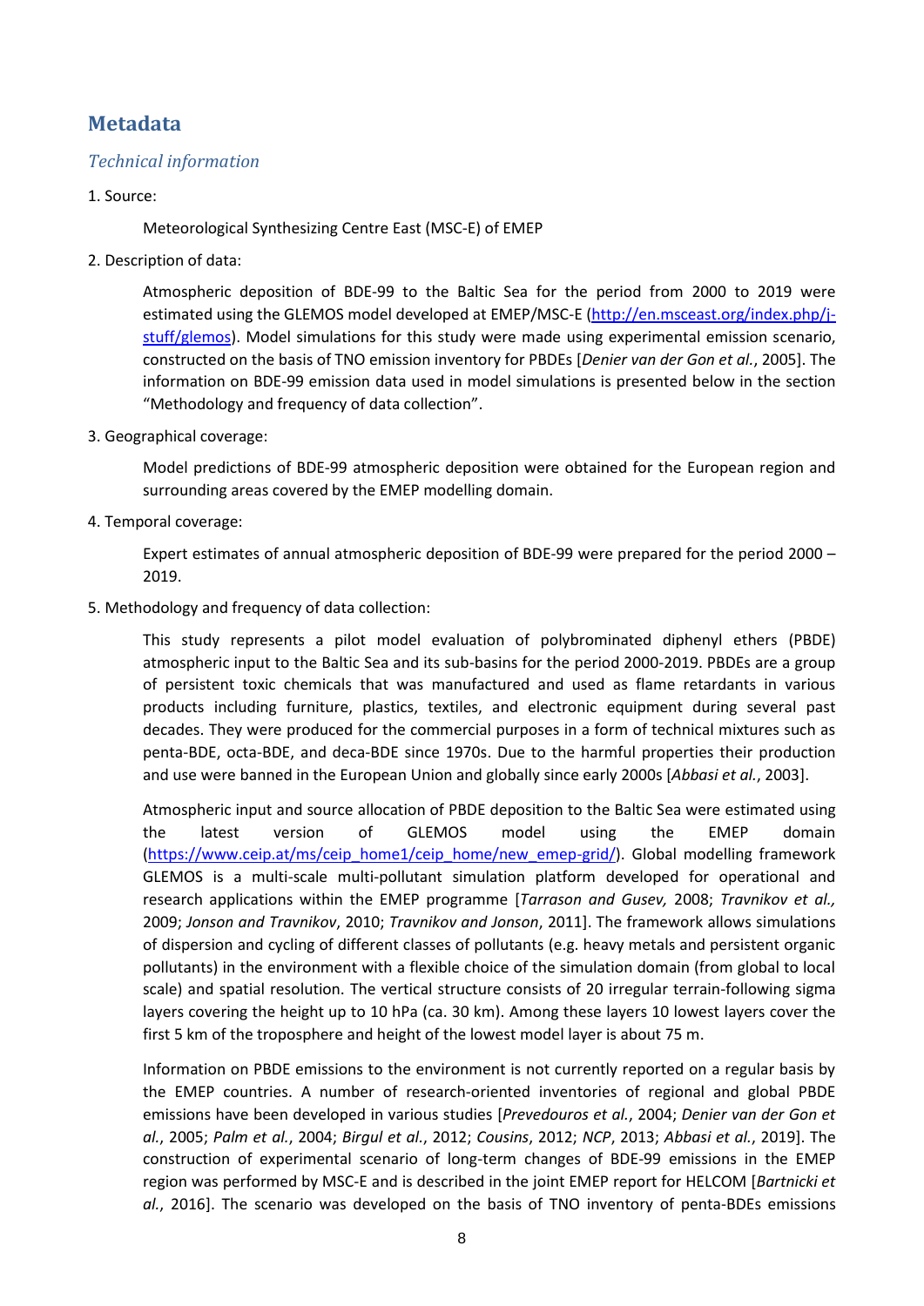# Metadata

## Technical information

1. Source:

   Meteorological Synthesizing Centre East (MSC-E) of EMEP

2. Description of data:

   Atmospheric deposition of BDE-99 to the Baltic Sea for the period from 2000 to 2019 were estimated using the GLEMOS model developed at EMEP/MSC-E (http://en.msceast.org/index.php/j-stuff/glemos). Model simulations for this study were made using experimental emission scenario, constructed on the basis of TNO emission inventory for PBDEs [*Denier van der Gon et al.*, 2005]. The information on BDE-99 emission data used in model simulations is presented below in the section "Methodology and frequency of data collection".

3. Geographical coverage:

   Model predictions of BDE-99 atmospheric deposition were obtained for the European region and surrounding areas covered by the EMEP modelling domain.

4. Temporal coverage:

   Expert estimates of annual atmospheric deposition of BDE-99 were prepared for the period 2000 – 2019.

5. Methodology and frequency of data collection:

   This study represents a pilot model evaluation of polybrominated diphenyl ethers (PBDE) atmospheric input to the Baltic Sea and its sub-basins for the period 2000-2019. PBDEs are a group of persistent toxic chemicals that was manufactured and used as flame retardants in various products including furniture, plastics, textiles, and electronic equipment during several past decades. They were produced for the commercial purposes in a form of technical mixtures such as penta-BDE, octa-BDE, and deca-BDE since 1970s. Due to the harmful properties their production and use were banned in the European Union and globally since early 2000s [*Abbasi et al.*, 2003].

   Atmospheric input and source allocation of PBDE deposition to the Baltic Sea were estimated using the latest version of GLEMOS model using the EMEP domain (https://www.ceip.at/ms/ceip_home1/ceip_home/new_emep-grid/). Global modelling framework GLEMOS is a multi-scale multi-pollutant simulation platform developed for operational and research applications within the EMEP programme [*Tarrason and Gusev,* 2008; *Travnikov et al.,* 2009; *Jonson and Travnikov*, 2010; *Travnikov and Jonson*, 2011]. The framework allows simulations of dispersion and cycling of different classes of pollutants (e.g. heavy metals and persistent organic pollutants) in the environment with a flexible choice of the simulation domain (from global to local scale) and spatial resolution. The vertical structure consists of 20 irregular terrain-following sigma layers covering the height up to 10 hPa (ca. 30 km). Among these layers 10 lowest layers cover the first 5 km of the troposphere and height of the lowest model layer is about 75 m.

   Information on PBDE emissions to the environment is not currently reported on a regular basis by the EMEP countries. A number of research-oriented inventories of regional and global PBDE emissions have been developed in various studies [*Prevedouros et al.*, 2004; *Denier van der Gon et al.*, 2005; *Palm et al.*, 2004; *Birgul et al.*, 2012; *Cousins*, 2012; *NCP*, 2013; *Abbasi et al.*, 2019]. The construction of experimental scenario of long-term changes of BDE-99 emissions in the EMEP region was performed by MSC-E and is described in the joint EMEP report for HELCOM [*Bartnicki et al.*, 2016]. The scenario was developed on the basis of TNO inventory of penta-BDEs emissions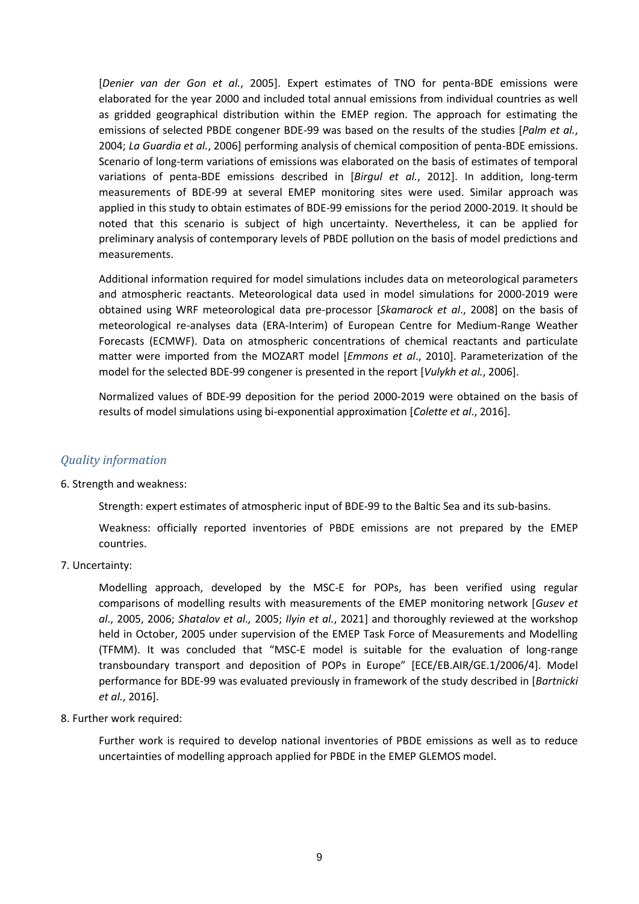[*Denier van der Gon et al.*, 2005]. Expert estimates of TNO for penta-BDE emissions were elaborated for the year 2000 and included total annual emissions from individual countries as well as gridded geographical distribution within the EMEP region. The approach for estimating the emissions of selected PBDE congener BDE-99 was based on the results of the studies [*Palm et al.*, 2004; *La Guardia et al.*, 2006] performing analysis of chemical composition of penta-BDE emissions. Scenario of long-term variations of emissions was elaborated on the basis of estimates of temporal variations of penta-BDE emissions described in [*Birgul et al.*, 2012]. In addition, long-term measurements of BDE-99 at several EMEP monitoring sites were used. Similar approach was applied in this study to obtain estimates of BDE-99 emissions for the period 2000-2019. It should be noted that this scenario is subject of high uncertainty. Nevertheless, it can be applied for preliminary analysis of contemporary levels of PBDE pollution on the basis of model predictions and measurements.

Additional information required for model simulations includes data on meteorological parameters and atmospheric reactants. Meteorological data used in model simulations for 2000-2019 were obtained using WRF meteorological data pre-processor [*Skamarock et al*., 2008] on the basis of meteorological re-analyses data (ERA-Interim) of European Centre for Medium-Range Weather Forecasts (ECMWF). Data on atmospheric concentrations of chemical reactants and particulate matter were imported from the MOZART model [*Emmons et al*., 2010]. Parameterization of the model for the selected BDE-99 congener is presented in the report [*Vulykh et al.*, 2006].

Normalized values of BDE-99 deposition for the period 2000-2019 were obtained on the basis of results of model simulations using bi-exponential approximation [*Colette et al*., 2016].

### *Quality information*

6. Strength and weakness:

   Strength: expert estimates of atmospheric input of BDE-99 to the Baltic Sea and its sub-basins.

   Weakness: officially reported inventories of PBDE emissions are not prepared by the EMEP countries.

7. Uncertainty:

   Modelling approach, developed by the MSC-E for POPs, has been verified using regular comparisons of modelling results with measurements of the EMEP monitoring network [*Gusev et al*., 2005, 2006; *Shatalov et al.,* 2005; *Ilyin et al.*, 2021] and thoroughly reviewed at the workshop held in October, 2005 under supervision of the EMEP Task Force of Measurements and Modelling (TFMM). It was concluded that "MSC-E model is suitable for the evaluation of long-range transboundary transport and deposition of POPs in Europe" [ECE/EB.AIR/GE.1/2006/4]. Model performance for BDE-99 was evaluated previously in framework of the study described in [*Bartnicki et al.*, 2016].

8. Further work required:

   Further work is required to develop national inventories of PBDE emissions as well as to reduce uncertainties of modelling approach applied for PBDE in the EMEP GLEMOS model.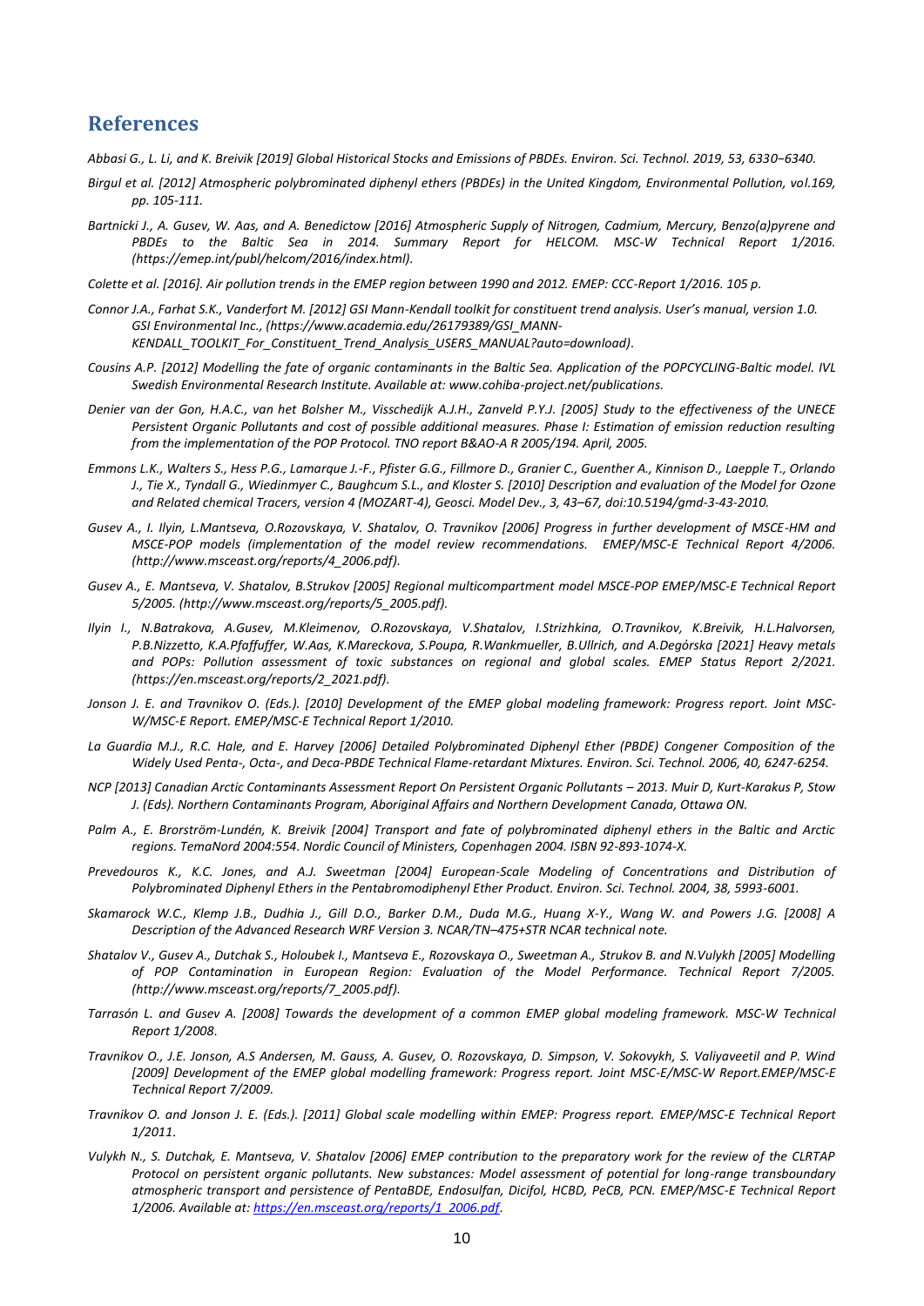## References

*Abbasi G., L. Li, and K. Breivik [2019] Global Historical Stocks and Emissions of PBDEs. Environ. Sci. Technol. 2019, 53, 6330–6340.*

*Birgul et al. [2012] Atmospheric polybrominated diphenyl ethers (PBDEs) in the United Kingdom, Environmental Pollution, vol.169, pp. 105-111.*

*Bartnicki J., A. Gusev, W. Aas, and A. Benedictow [2016] Atmospheric Supply of Nitrogen, Cadmium, Mercury, Benzo(a)pyrene and PBDEs to the Baltic Sea in 2014. Summary Report for HELCOM. MSC-W Technical Report 1/2016. (https://emep.int/publ/helcom/2016/index.html).*

*Colette et al. [2016]. Air pollution trends in the EMEP region between 1990 and 2012. EMEP: CCC-Report 1/2016. 105 p.*

*Connor J.A., Farhat S.K., Vanderfort M. [2012] GSI Mann-Kendall toolkit for constituent trend analysis. User's manual, version 1.0. GSI Environmental Inc., (https://www.academia.edu/26179389/GSI_MANN-KENDALL_TOOLKIT_For_Constituent_Trend_Analysis_USERS_MANUAL?auto=download).*

*Cousins A.P. [2012] Modelling the fate of organic contaminants in the Baltic Sea. Application of the POPCYCLING-Baltic model. IVL Swedish Environmental Research Institute. Available at: www.cohiba-project.net/publications.*

*Denier van der Gon, H.A.C., van het Bolsher M., Visschedijk A.J.H., Zanveld P.Y.J. [2005] Study to the effectiveness of the UNECE Persistent Organic Pollutants and cost of possible additional measures. Phase I: Estimation of emission reduction resulting from the implementation of the POP Protocol. TNO report B&AO-A R 2005/194. April, 2005.*

*Emmons L.K., Walters S., Hess P.G., Lamarque J.-F., Pfister G.G., Fillmore D., Granier C., Guenther A., Kinnison D., Laepple T., Orlando J., Tie X., Tyndall G., Wiedinmyer C., Baughcum S.L., and Kloster S. [2010] Description and evaluation of the Model for Ozone and Related chemical Tracers, version 4 (MOZART-4), Geosci. Model Dev., 3, 43–67, doi:10.5194/gmd-3-43-2010.*

*Gusev A., I. Ilyin, L.Mantseva, O.Rozovskaya, V. Shatalov, O. Travnikov [2006] Progress in further development of MSCE-HM and MSCE-POP models (implementation of the model review recommendations. EMEP/MSC-E Technical Report 4/2006. (http://www.msceast.org/reports/4_2006.pdf).*

*Gusev A., E. Mantseva, V. Shatalov, B.Strukov [2005] Regional multicompartment model MSCE-POP EMEP/MSC-E Technical Report 5/2005. (http://www.msceast.org/reports/5_2005.pdf).*

*Ilyin I., N.Batrakova, A.Gusev, M.Kleimenov, O.Rozovskaya, V.Shatalov, I.Strizhkina, O.Travnikov, K.Breivik, H.L.Halvorsen, P.B.Nizzetto, K.A.Pfaffuffer, W.Aas, K.Mareckova, S.Poupa, R.Wankmueller, B.Ullrich, and A.Degórska [2021] Heavy metals and POPs: Pollution assessment of toxic substances on regional and global scales. EMEP Status Report 2/2021. (https://en.msceast.org/reports/2_2021.pdf).*

*Jonson J. E. and Travnikov O. (Eds.). [2010] Development of the EMEP global modeling framework: Progress report. Joint MSC-W/MSC-E Report. EMEP/MSC-E Technical Report 1/2010.*

*La Guardia M.J., R.C. Hale, and E. Harvey [2006] Detailed Polybrominated Diphenyl Ether (PBDE) Congener Composition of the Widely Used Penta-, Octa-, and Deca-PBDE Technical Flame-retardant Mixtures. Environ. Sci. Technol. 2006, 40, 6247-6254.*

*NCP [2013] Canadian Arctic Contaminants Assessment Report On Persistent Organic Pollutants – 2013. Muir D, Kurt-Karakus P, Stow J. (Eds). Northern Contaminants Program, Aboriginal Affairs and Northern Development Canada, Ottawa ON.*

*Palm A., E. Brorström-Lundén, K. Breivik [2004] Transport and fate of polybrominated diphenyl ethers in the Baltic and Arctic regions. TemaNord 2004:554. Nordic Council of Ministers, Copenhagen 2004. ISBN 92-893-1074-X.*

*Prevedouros K., K.C. Jones, and A.J. Sweetman [2004] European-Scale Modeling of Concentrations and Distribution of Polybrominated Diphenyl Ethers in the Pentabromodiphenyl Ether Product. Environ. Sci. Technol. 2004, 38, 5993-6001.*

*Skamarock W.C., Klemp J.B., Dudhia J., Gill D.O., Barker D.M., Duda M.G., Huang X-Y., Wang W. and Powers J.G. [2008] A Description of the Advanced Research WRF Version 3. NCAR/TN–475+STR NCAR technical note.*

*Shatalov V., Gusev A., Dutchak S., Holoubek I., Mantseva E., Rozovskaya O., Sweetman A., Strukov B. and N.Vulykh [2005] Modelling of POP Contamination in European Region: Evaluation of the Model Performance. Technical Report 7/2005. (http://www.msceast.org/reports/7_2005.pdf).*

*Tarrasón L. and Gusev A. [2008] Towards the development of a common EMEP global modeling framework. MSC-W Technical Report 1/2008.*

*Travnikov O., J.E. Jonson, A.S Andersen, M. Gauss, A. Gusev, O. Rozovskaya, D. Simpson, V. Sokovykh, S. Valiyaveetil and P. Wind [2009] Development of the EMEP global modelling framework: Progress report. Joint MSC-E/MSC-W Report.EMEP/MSC-E Technical Report 7/2009.*

*Travnikov O. and Jonson J. E. (Eds.). [2011] Global scale modelling within EMEP: Progress report. EMEP/MSC-E Technical Report 1/2011.*

*Vulykh N., S. Dutchak, E. Mantseva, V. Shatalov [2006] EMEP contribution to the preparatory work for the review of the CLRTAP Protocol on persistent organic pollutants. New substances: Model assessment of potential for long-range transboundary atmospheric transport and persistence of PentaBDE, Endosulfan, Dicofol, HCBD, PeCB, PCN. EMEP/MSC-E Technical Report 1/2006. Available at: https://en.msceast.org/reports/1_2006.pdf.*